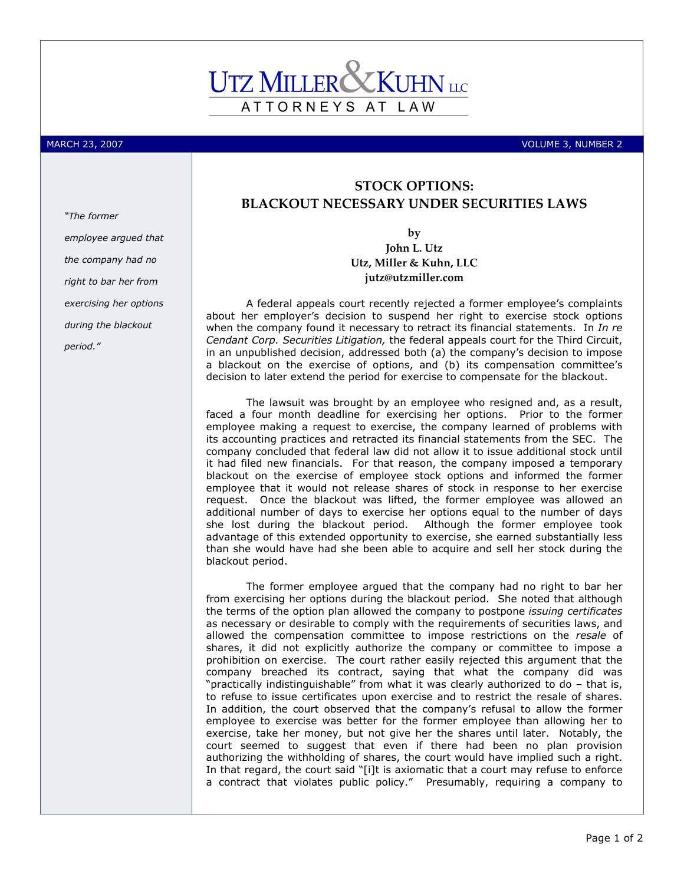# UTZ MILLER & KUHN LLC

ATTORNEYS AT LAW

MARCH 23, 2007 VOLUME 3, NUMBER 2

*"The former employee argued that the company had no right to bar her from exercising her options during the blackout period."*

## STOCK OPTIONS: BLACKOUT NECESSARY UNDER SECURITIES LAWS

**by**
**John L. Utz**
**Utz, Miller & Kuhn, LLC**
**jutz@utzmiller.com**

A federal appeals court recently rejected a former employee's complaints about her employer's decision to suspend her right to exercise stock options when the company found it necessary to retract its financial statements. In *In re Cendant Corp. Securities Litigation,* the federal appeals court for the Third Circuit, in an unpublished decision, addressed both (a) the company's decision to impose a blackout on the exercise of options, and (b) its compensation committee's decision to later extend the period for exercise to compensate for the blackout.

The lawsuit was brought by an employee who resigned and, as a result, faced a four month deadline for exercising her options. Prior to the former employee making a request to exercise, the company learned of problems with its accounting practices and retracted its financial statements from the SEC. The company concluded that federal law did not allow it to issue additional stock until it had filed new financials. For that reason, the company imposed a temporary blackout on the exercise of employee stock options and informed the former employee that it would not release shares of stock in response to her exercise request. Once the blackout was lifted, the former employee was allowed an additional number of days to exercise her options equal to the number of days she lost during the blackout period. Although the former employee took advantage of this extended opportunity to exercise, she earned substantially less than she would have had she been able to acquire and sell her stock during the blackout period.

The former employee argued that the company had no right to bar her from exercising her options during the blackout period. She noted that although the terms of the option plan allowed the company to postpone *issuing certificates* as necessary or desirable to comply with the requirements of securities laws, and allowed the compensation committee to impose restrictions on the *resale* of shares, it did not explicitly authorize the company or committee to impose a prohibition on exercise. The court rather easily rejected this argument that the company breached its contract, saying that what the company did was "practically indistinguishable" from what it was clearly authorized to do – that is, to refuse to issue certificates upon exercise and to restrict the resale of shares. In addition, the court observed that the company's refusal to allow the former employee to exercise was better for the former employee than allowing her to exercise, take her money, but not give her the shares until later. Notably, the court seemed to suggest that even if there had been no plan provision authorizing the withholding of shares, the court would have implied such a right. In that regard, the court said "[i]t is axiomatic that a court may refuse to enforce a contract that violates public policy." Presumably, requiring a company to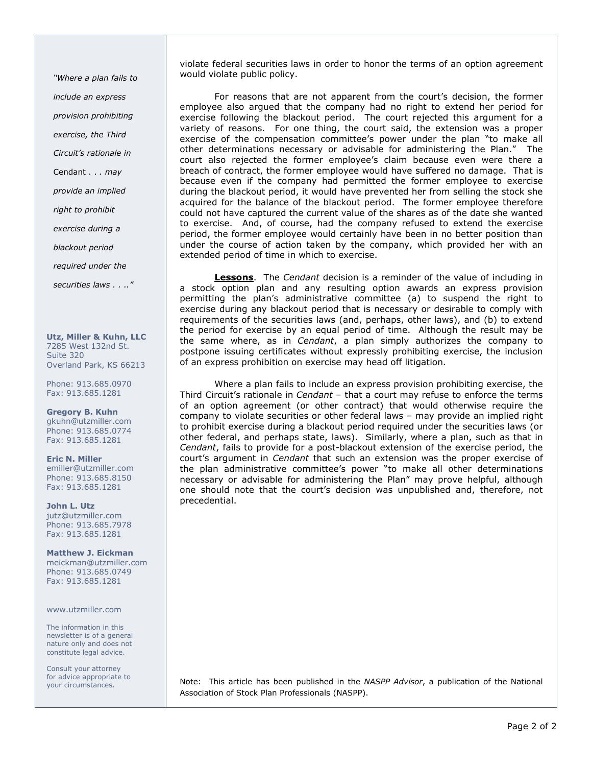violate federal securities laws in order to honor the terms of an option agreement would violate public policy.

For reasons that are not apparent from the court's decision, the former employee also argued that the company had no right to extend her period for exercise following the blackout period. The court rejected this argument for a variety of reasons. For one thing, the court said, the extension was a proper exercise of the compensation committee's power under the plan "to make all other determinations necessary or advisable for administering the Plan." The court also rejected the former employee's claim because even were there a breach of contract, the former employee would have suffered no damage. That is because even if the company had permitted the former employee to exercise during the blackout period, it would have prevented her from selling the stock she acquired for the balance of the blackout period. The former employee therefore could not have captured the current value of the shares as of the date she wanted to exercise. And, of course, had the company refused to extend the exercise period, the former employee would certainly have been in no better position than under the course of action taken by the company, which provided her with an extended period of time in which to exercise.

**Lessons**. The *Cendant* decision is a reminder of the value of including in a stock option plan and any resulting option awards an express provision permitting the plan's administrative committee (a) to suspend the right to exercise during any blackout period that is necessary or desirable to comply with requirements of the securities laws (and, perhaps, other laws), and (b) to extend the period for exercise by an equal period of time. Although the result may be the same where, as in *Cendant*, a plan simply authorizes the company to postpone issuing certificates without expressly prohibiting exercise, the inclusion of an express prohibition on exercise may head off litigation.

Where a plan fails to include an express provision prohibiting exercise, the Third Circuit's rationale in *Cendant* – that a court may refuse to enforce the terms of an option agreement (or other contract) that would otherwise require the company to violate securities or other federal laws – may provide an implied right to prohibit exercise during a blackout period required under the securities laws (or other federal, and perhaps state, laws). Similarly, where a plan, such as that in *Cendant*, fails to provide for a post-blackout extension of the exercise period, the court's argument in *Cendant* that such an extension was the proper exercise of the plan administrative committee's power "to make all other determinations necessary or advisable for administering the Plan" may prove helpful, although one should note that the court's decision was unpublished and, therefore, not precedential.

*"Where a plan fails to include an express provision prohibiting exercise, the Third Circuit's rationale in* Cendant *. . . may provide an implied right to prohibit exercise during a blackout period required under the securities laws . . .."*

**Utz, Miller & Kuhn, LLC**
7285 West 132nd St.
Suite 320
Overland Park, KS 66213

Phone: 913.685.0970
Fax: 913.685.1281

**Gregory B. Kuhn**
gkuhn@utzmiller.com
Phone: 913.685.0774
Fax: 913.685.1281

**Eric N. Miller**
emiller@utzmiller.com
Phone: 913.685.8150
Fax: 913.685.1281

**John L. Utz**
jutz@utzmiller.com
Phone: 913.685.7978
Fax: 913.685.1281

**Matthew J. Eickman**
meickman@utzmiller.com
Phone: 913.685.0749
Fax: 913.685.1281

www.utzmiller.com

The information in this newsletter is of a general nature only and does not constitute legal advice.

Consult your attorney for advice appropriate to your circumstances.

Note: This article has been published in the *NASPP Advisor*, a publication of the National Association of Stock Plan Professionals (NASPP).